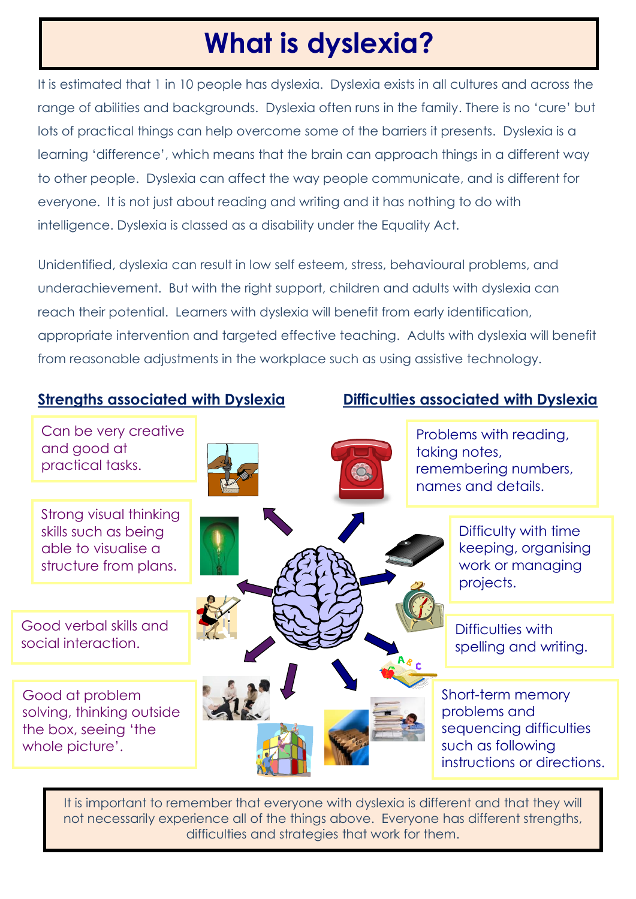# What is dyslexia?

It is estimated that 1 in 10 people has dyslexia. Dyslexia exists in all cultures and across the range of abilities and backgrounds. Dyslexia often runs in the family. There is no 'cure' but lots of practical things can help overcome some of the barriers it presents. Dyslexia is a learning 'difference', which means that the brain can approach things in a different way to other people. Dyslexia can affect the way people communicate, and is different for everyone. It is not just about reading and writing and it has nothing to do with intelligence. Dyslexia is classed as a disability under the Equality Act.

Unidentified, dyslexia can result in low self esteem, stress, behavioural problems, and underachievement. But with the right support, children and adults with dyslexia can reach their potential. Learners with dyslexia will benefit from early identification, appropriate intervention and targeted effective teaching. Adults with dyslexia will benefit from reasonable adjustments in the workplace such as using assistive technology.

## Strengths associated with Dyslexia

- Can be very creative and good at practical tasks.
- Strong visual thinking skills such as being able to visualise a structure from plans.
- Good verbal skills and social interaction.
- Good at problem solving, thinking outside the box, seeing 'the whole picture'.

## Difficulties associated with Dyslexia

- Problems with reading, taking notes, remembering numbers, names and details.
- Difficulty with time keeping, organising work or managing projects.
- Difficulties with spelling and writing.
- Short-term memory problems and sequencing difficulties such as following instructions or directions.

It is important to remember that everyone with dyslexia is different and that they will not necessarily experience all of the things above. Everyone has different strengths, difficulties and strategies that work for them.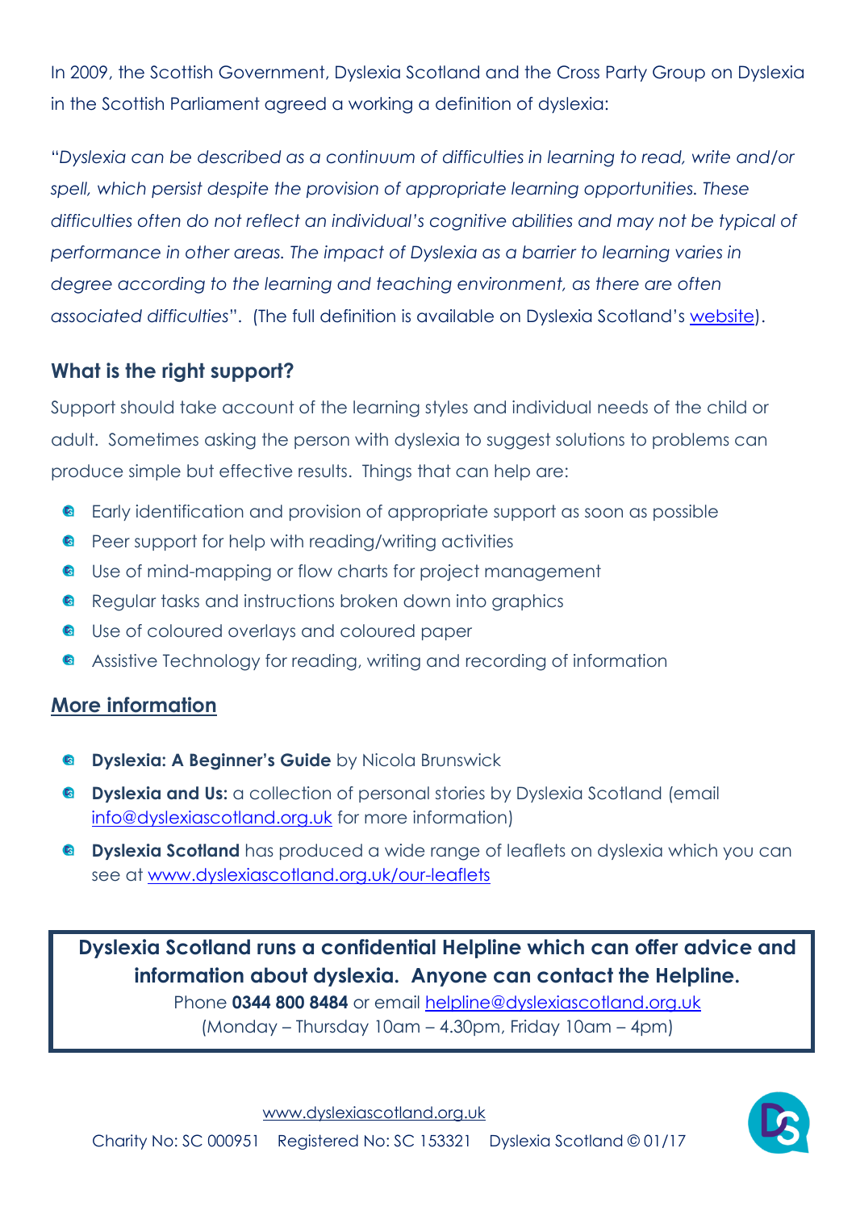In 2009, the Scottish Government, Dyslexia Scotland and the Cross Party Group on Dyslexia in the Scottish Parliament agreed a working a definition of dyslexia:

"*Dyslexia can be described as a continuum of difficulties in learning to read, write and/or spell, which persist despite the provision of appropriate learning opportunities. These difficulties often do not reflect an individual's cognitive abilities and may not be typical of performance in other areas. The impact of Dyslexia as a barrier to learning varies in degree according to the learning and teaching environment, as there are often associated difficulties*". (The full definition is available on Dyslexia Scotland's website).

### What is the right support?

Support should take account of the learning styles and individual needs of the child or adult. Sometimes asking the person with dyslexia to suggest solutions to problems can produce simple but effective results. Things that can help are:

- Early identification and provision of appropriate support as soon as possible
- Peer support for help with reading/writing activities
- Use of mind-mapping or flow charts for project management
- Regular tasks and instructions broken down into graphics
- Use of coloured overlays and coloured paper
- Assistive Technology for reading, writing and recording of information

### More information

- **Dyslexia: A Beginner's Guide** by Nicola Brunswick
- **Dyslexia and Us:** a collection of personal stories by Dyslexia Scotland (email info@dyslexiascotland.org.uk for more information)
- **Dyslexia Scotland** has produced a wide range of leaflets on dyslexia which you can see at www.dyslexiascotland.org.uk/our-leaflets

**Dyslexia Scotland runs a confidential Helpline which can offer advice and information about dyslexia. Anyone can contact the Helpline.**

Phone **0344 800 8484** or email helpline@dyslexiascotland.org.uk

(Monday – Thursday 10am – 4.30pm, Friday 10am – 4pm)

www.dyslexiascotland.org.uk

Charity No: SC 000951 Registered No: SC 153321 Dyslexia Scotland © 01/17